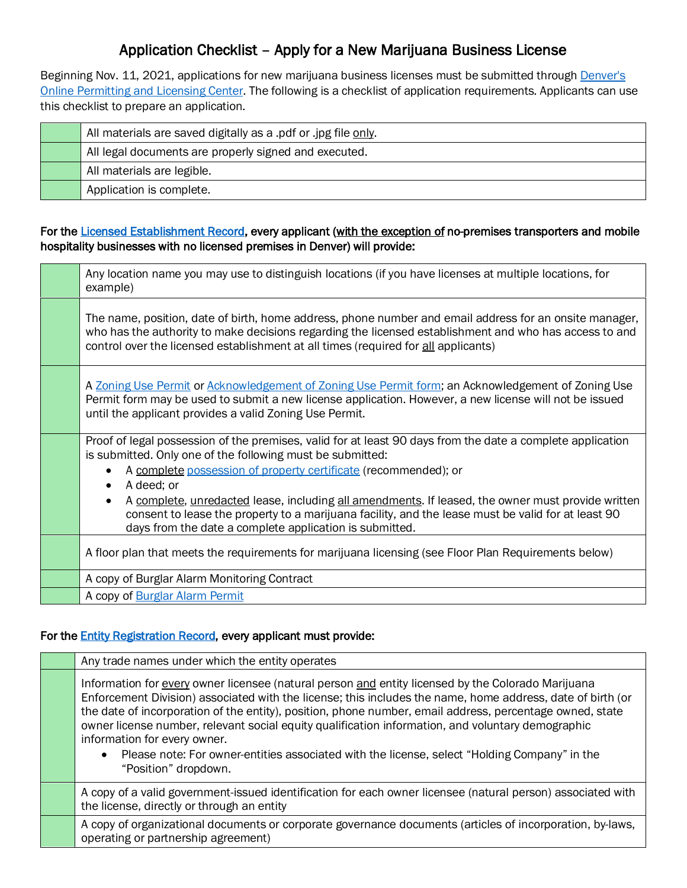# Application Checklist – Apply for a New Marijuana Business License

Beginning Nov. 11, 2021, applications for new marijuana business licenses must be submitted through Denver's Online Permitting and Licensing Center. The following is a checklist of application requirements. Applicants can use this checklist to prepare an application.

| | |
|---|---|
| | All materials are saved digitally as a .pdf or .jpg file only. |
| | All legal documents are properly signed and executed. |
| | All materials are legible. |
| | Application is complete. |

**For the Licensed Establishment Record, every applicant (with the exception of no-premises transporters and mobile hospitality businesses with no licensed premises in Denver) will provide:**

| | |
|---|---|
| | Any location name you may use to distinguish locations (if you have licenses at multiple locations, for example) |
| | The name, position, date of birth, home address, phone number and email address for an onsite manager, who has the authority to make decisions regarding the licensed establishment and who has access to and control over the licensed establishment at all times (required for all applicants) |
| | A Zoning Use Permit or Acknowledgement of Zoning Use Permit form; an Acknowledgement of Zoning Use Permit form may be used to submit a new license application. However, a new license will not be issued until the applicant provides a valid Zoning Use Permit. |
| | Proof of legal possession of the premises, valid for at least 90 days from the date a complete application is submitted. Only one of the following must be submitted:<br>• A complete possession of property certificate (recommended); or<br>• A deed; or<br>• A complete, unredacted lease, including all amendments. If leased, the owner must provide written consent to lease the property to a marijuana facility, and the lease must be valid for at least 90 days from the date a complete application is submitted. |
| | A floor plan that meets the requirements for marijuana licensing (see Floor Plan Requirements below) |
| | A copy of Burglar Alarm Monitoring Contract |
| | A copy of Burglar Alarm Permit |

**For the Entity Registration Record, every applicant must provide:**

| | |
|---|---|
| | Any trade names under which the entity operates |
| | Information for every owner licensee (natural person and entity licensed by the Colorado Marijuana Enforcement Division) associated with the license; this includes the name, home address, date of birth (or the date of incorporation of the entity), position, phone number, email address, percentage owned, state owner license number, relevant social equity qualification information, and voluntary demographic information for every owner.<br>• Please note: For owner-entities associated with the license, select "Holding Company" in the "Position" dropdown. |
| | A copy of a valid government-issued identification for each owner licensee (natural person) associated with the license, directly or through an entity |
| | A copy of organizational documents or corporate governance documents (articles of incorporation, by-laws, operating or partnership agreement) |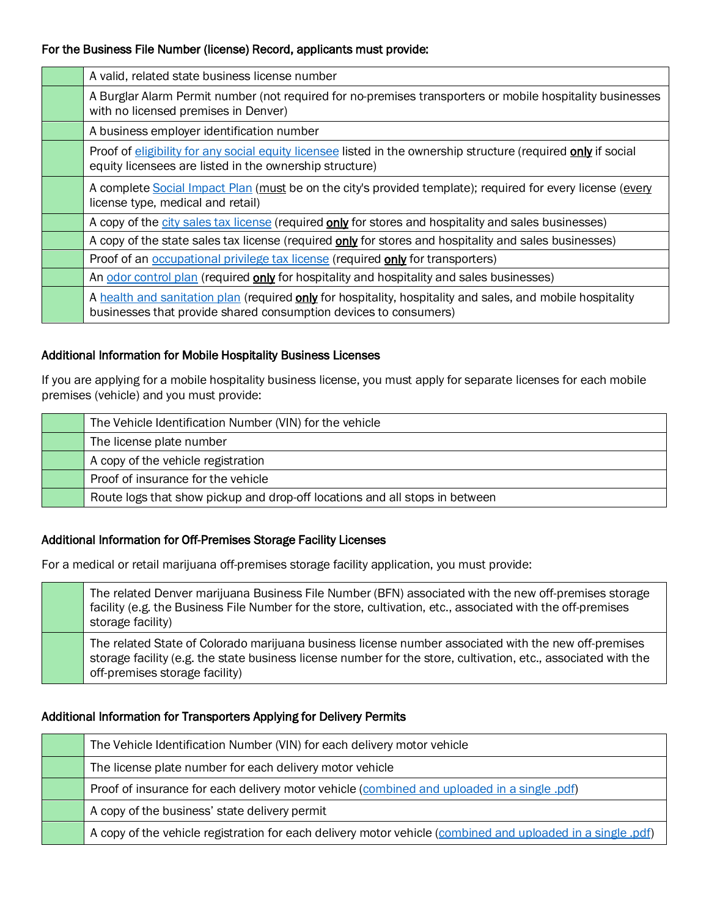**For the Business File Number (license) Record, applicants must provide:**

| | |
|---|---|
| | A valid, related state business license number |
| | A Burglar Alarm Permit number (not required for no-premises transporters or mobile hospitality businesses with no licensed premises in Denver) |
| | A business employer identification number |
| | Proof of eligibility for any social equity licensee listed in the ownership structure (required **only** if social equity licensees are listed in the ownership structure) |
| | A complete Social Impact Plan (must be on the city's provided template); required for every license (every license type, medical and retail) |
| | A copy of the city sales tax license (required **only** for stores and hospitality and sales businesses) |
| | A copy of the state sales tax license (required **only** for stores and hospitality and sales businesses) |
| | Proof of an occupational privilege tax license (required **only** for transporters) |
| | An odor control plan (required **only** for hospitality and hospitality and sales businesses) |
| | A health and sanitation plan (required **only** for hospitality, hospitality and sales, and mobile hospitality businesses that provide shared consumption devices to consumers) |

**Additional Information for Mobile Hospitality Business Licenses**

If you are applying for a mobile hospitality business license, you must apply for separate licenses for each mobile premises (vehicle) and you must provide:

| | |
|---|---|
| | The Vehicle Identification Number (VIN) for the vehicle |
| | The license plate number |
| | A copy of the vehicle registration |
| | Proof of insurance for the vehicle |
| | Route logs that show pickup and drop-off locations and all stops in between |

**Additional Information for Off-Premises Storage Facility Licenses**

For a medical or retail marijuana off-premises storage facility application, you must provide:

| | |
|---|---|
| | The related Denver marijuana Business File Number (BFN) associated with the new off-premises storage facility (e.g. the Business File Number for the store, cultivation, etc., associated with the off-premises storage facility) |
| | The related State of Colorado marijuana business license number associated with the new off-premises storage facility (e.g. the state business license number for the store, cultivation, etc., associated with the off-premises storage facility) |

**Additional Information for Transporters Applying for Delivery Permits**

| | |
|---|---|
| | The Vehicle Identification Number (VIN) for each delivery motor vehicle |
| | The license plate number for each delivery motor vehicle |
| | Proof of insurance for each delivery motor vehicle (combined and uploaded in a single .pdf) |
| | A copy of the business' state delivery permit |
| | A copy of the vehicle registration for each delivery motor vehicle (combined and uploaded in a single .pdf) |